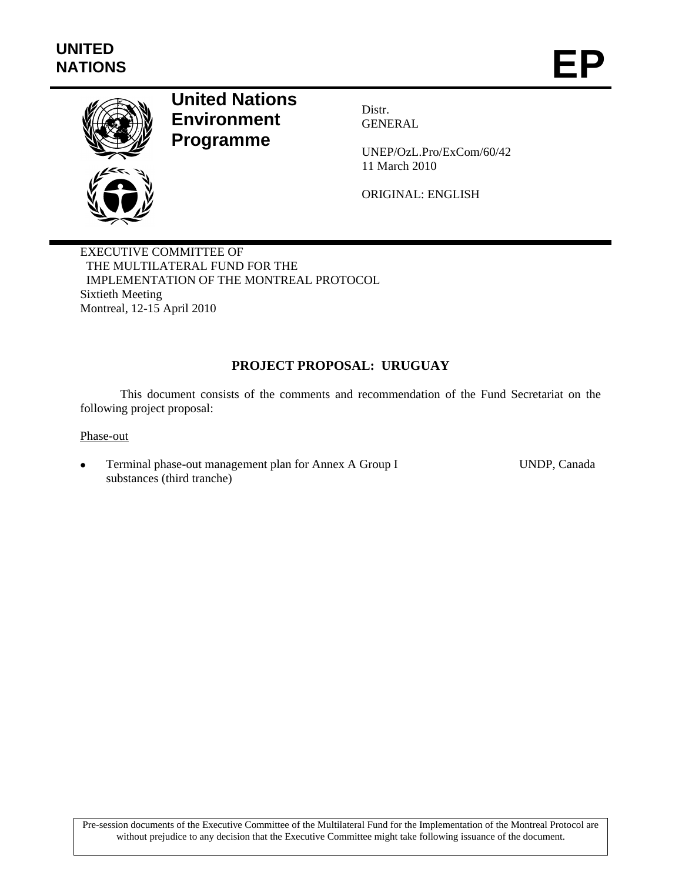UNITED NATIONS

# EP

**United Nations Environment Programme**

Distr.
GENERAL

UNEP/OzL.Pro/ExCom/60/42
11 March 2010

ORIGINAL: ENGLISH

EXECUTIVE COMMITTEE OF
THE MULTILATERAL FUND FOR THE
IMPLEMENTATION OF THE MONTREAL PROTOCOL
Sixtieth Meeting
Montreal, 12-15 April 2010

## PROJECT PROPOSAL: URUGUAY

This document consists of the comments and recommendation of the Fund Secretariat on the following project proposal:

Phase-out

- Terminal phase-out management plan for Annex A Group I substances (third tranche) — UNDP, Canada

Pre-session documents of the Executive Committee of the Multilateral Fund for the Implementation of the Montreal Protocol are without prejudice to any decision that the Executive Committee might take following issuance of the document.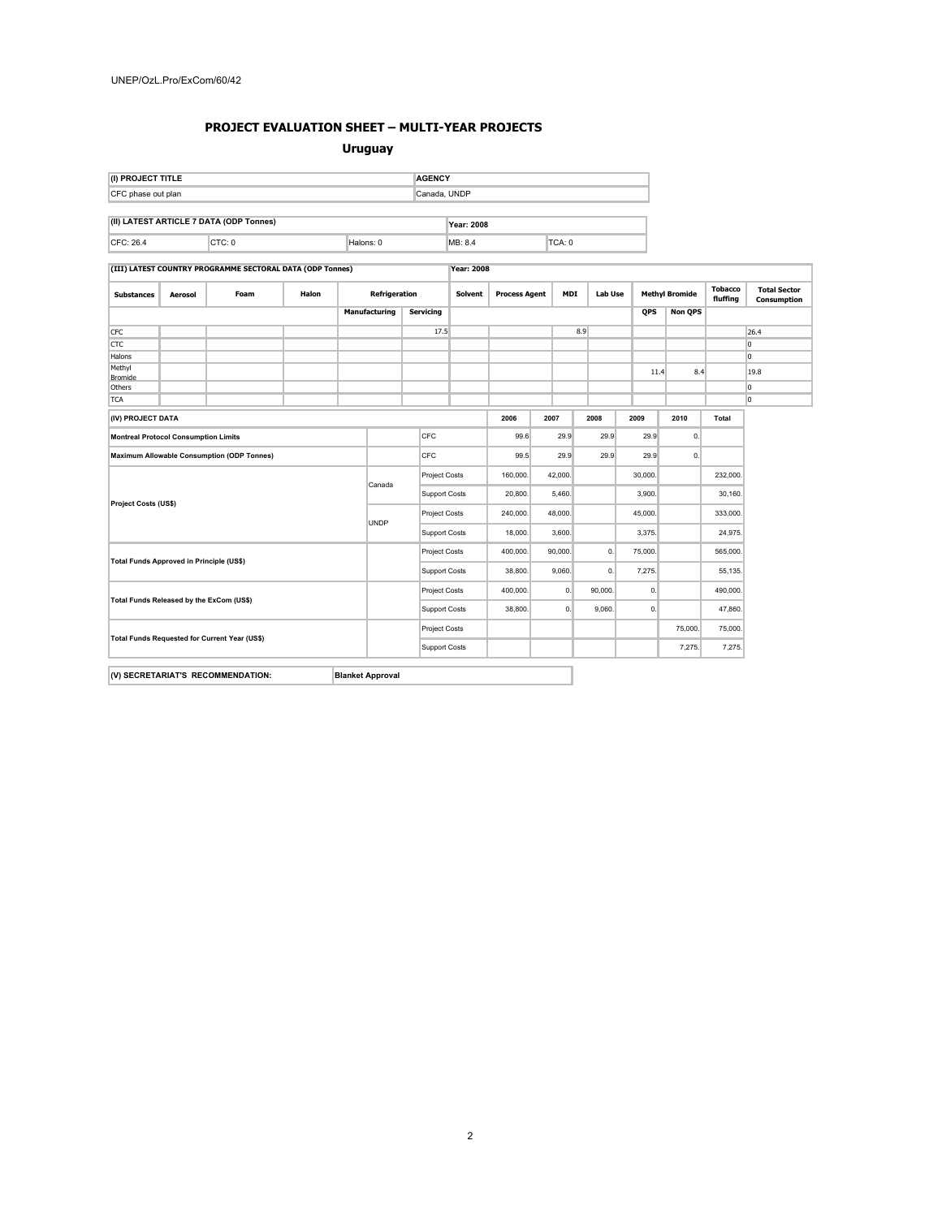## PROJECT EVALUATION SHEET – MULTI-YEAR PROJECTS

## Uruguay

| (I) PROJECT TITLE | AGENCY |
|---|---|
| CFC phase out plan | Canada, UNDP |

| (II) LATEST ARTICLE 7 DATA (ODP Tonnes) | | | Year: 2008 | |
|---|---|---|---|---|
| CFC: 26.4 | CTC: 0 | Halons: 0 | MB: 8.4 | TCA: 0 |

| (III) LATEST COUNTRY PROGRAMME SECTORAL DATA (ODP Tonnes) | | | | | | Year: 2008 | | | | | | | |
|---|---|---|---|---|---|---|---|---|---|---|---|---|---|
| Substances | Aerosol | Foam | Halon | Refrigeration | | Solvent | Process Agent | MDI | Lab Use | Methyl Bromide | | Tobacco fluffing | Total Sector Consumption |
| | | | | Manufacturing | Servicing | | | | | QPS | Non QPS | | |
| CFC | | | | | 17.5 | | | 8.9 | | | | | 26.4 |
| CTC | | | | | | | | | | | | | 0 |
| Halons | | | | | | | | | | | | | 0 |
| Methyl Bromide | | | | | | | | | | 11.4 | 8.4 | | 19.8 |
| Others | | | | | | | | | | | | | 0 |
| TCA | | | | | | | | | | | | | 0 |

| (IV) PROJECT DATA | | | 2006 | 2007 | 2008 | 2009 | 2010 | Total |
|---|---|---|---|---|---|---|---|---|
| Montreal Protocol Consumption Limits | | CFC | 99.6 | 29.9 | 29.9 | 29.9 | 0. | |
| Maximum Allowable Consumption (ODP Tonnes) | | CFC | 99.5 | 29.9 | 29.9 | 29.9 | 0. | |
| Project Costs (US$) | Canada | Project Costs | 160,000. | 42,000. | | 30,000. | | 232,000. |
| | | Support Costs | 20,800. | 5,460. | | 3,900. | | 30,160. |
| | UNDP | Project Costs | 240,000. | 48,000. | | 45,000. | | 333,000. |
| | | Support Costs | 18,000. | 3,600. | | 3,375. | | 24,975. |
| Total Funds Approved in Principle (US$) | | Project Costs | 400,000. | 90,000. | 0. | 75,000. | | 565,000. |
| | | Support Costs | 38,800. | 9,060. | 0. | 7,275. | | 55,135. |
| Total Funds Released by the ExCom (US$) | | Project Costs | 400,000. | 0. | 90,000. | 0. | | 490,000. |
| | | Support Costs | 38,800. | 0. | 9,060. | 0. | | 47,860. |
| Total Funds Requested for Current Year (US$) | | Project Costs | | | | | 75,000. | 75,000. |
| | | Support Costs | | | | | 7,275. | 7,275. |

| (V) SECRETARIAT'S RECOMMENDATION: | Blanket Approval |
|---|---|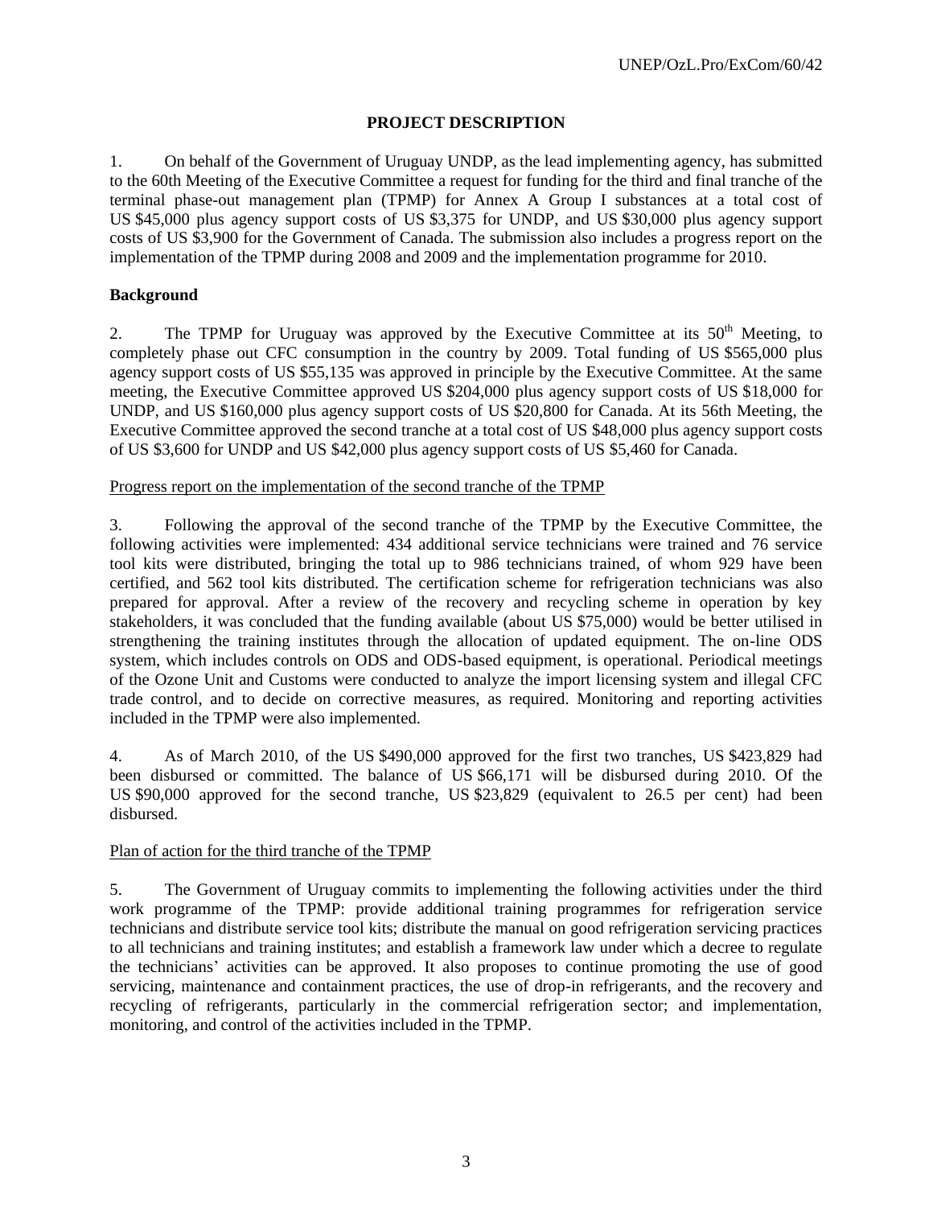## PROJECT DESCRIPTION

1. On behalf of the Government of Uruguay UNDP, as the lead implementing agency, has submitted to the 60th Meeting of the Executive Committee a request for funding for the third and final tranche of the terminal phase-out management plan (TPMP) for Annex A Group I substances at a total cost of US $45,000 plus agency support costs of US $3,375 for UNDP, and US $30,000 plus agency support costs of US $3,900 for the Government of Canada. The submission also includes a progress report on the implementation of the TPMP during 2008 and 2009 and the implementation programme for 2010.

### Background

2. The TPMP for Uruguay was approved by the Executive Committee at its 50th Meeting, to completely phase out CFC consumption in the country by 2009. Total funding of US $565,000 plus agency support costs of US $55,135 was approved in principle by the Executive Committee. At the same meeting, the Executive Committee approved US $204,000 plus agency support costs of US $18,000 for UNDP, and US $160,000 plus agency support costs of US $20,800 for Canada. At its 56th Meeting, the Executive Committee approved the second tranche at a total cost of US $48,000 plus agency support costs of US $3,600 for UNDP and US $42,000 plus agency support costs of US $5,460 for Canada.

Progress report on the implementation of the second tranche of the TPMP

3. Following the approval of the second tranche of the TPMP by the Executive Committee, the following activities were implemented: 434 additional service technicians were trained and 76 service tool kits were distributed, bringing the total up to 986 technicians trained, of whom 929 have been certified, and 562 tool kits distributed. The certification scheme for refrigeration technicians was also prepared for approval. After a review of the recovery and recycling scheme in operation by key stakeholders, it was concluded that the funding available (about US $75,000) would be better utilised in strengthening the training institutes through the allocation of updated equipment. The on-line ODS system, which includes controls on ODS and ODS-based equipment, is operational. Periodical meetings of the Ozone Unit and Customs were conducted to analyze the import licensing system and illegal CFC trade control, and to decide on corrective measures, as required. Monitoring and reporting activities included in the TPMP were also implemented.

4. As of March 2010, of the US $490,000 approved for the first two tranches, US $423,829 had been disbursed or committed. The balance of US $66,171 will be disbursed during 2010. Of the US $90,000 approved for the second tranche, US $23,829 (equivalent to 26.5 per cent) had been disbursed.

Plan of action for the third tranche of the TPMP

5. The Government of Uruguay commits to implementing the following activities under the third work programme of the TPMP: provide additional training programmes for refrigeration service technicians and distribute service tool kits; distribute the manual on good refrigeration servicing practices to all technicians and training institutes; and establish a framework law under which a decree to regulate the technicians' activities can be approved. It also proposes to continue promoting the use of good servicing, maintenance and containment practices, the use of drop-in refrigerants, and the recovery and recycling of refrigerants, particularly in the commercial refrigeration sector; and implementation, monitoring, and control of the activities included in the TPMP.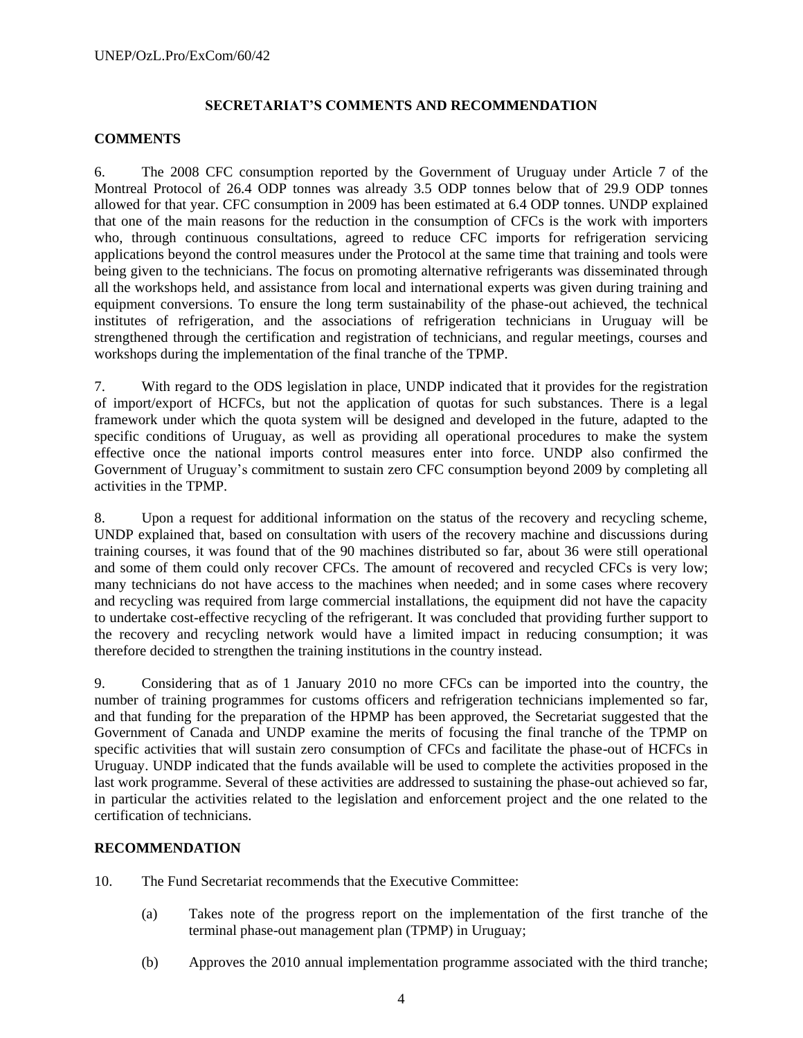## SECRETARIAT'S COMMENTS AND RECOMMENDATION

### COMMENTS

6. The 2008 CFC consumption reported by the Government of Uruguay under Article 7 of the Montreal Protocol of 26.4 ODP tonnes was already 3.5 ODP tonnes below that of 29.9 ODP tonnes allowed for that year. CFC consumption in 2009 has been estimated at 6.4 ODP tonnes. UNDP explained that one of the main reasons for the reduction in the consumption of CFCs is the work with importers who, through continuous consultations, agreed to reduce CFC imports for refrigeration servicing applications beyond the control measures under the Protocol at the same time that training and tools were being given to the technicians. The focus on promoting alternative refrigerants was disseminated through all the workshops held, and assistance from local and international experts was given during training and equipment conversions. To ensure the long term sustainability of the phase-out achieved, the technical institutes of refrigeration, and the associations of refrigeration technicians in Uruguay will be strengthened through the certification and registration of technicians, and regular meetings, courses and workshops during the implementation of the final tranche of the TPMP.

7. With regard to the ODS legislation in place, UNDP indicated that it provides for the registration of import/export of HCFCs, but not the application of quotas for such substances. There is a legal framework under which the quota system will be designed and developed in the future, adapted to the specific conditions of Uruguay, as well as providing all operational procedures to make the system effective once the national imports control measures enter into force. UNDP also confirmed the Government of Uruguay's commitment to sustain zero CFC consumption beyond 2009 by completing all activities in the TPMP.

8. Upon a request for additional information on the status of the recovery and recycling scheme, UNDP explained that, based on consultation with users of the recovery machine and discussions during training courses, it was found that of the 90 machines distributed so far, about 36 were still operational and some of them could only recover CFCs. The amount of recovered and recycled CFCs is very low; many technicians do not have access to the machines when needed; and in some cases where recovery and recycling was required from large commercial installations, the equipment did not have the capacity to undertake cost-effective recycling of the refrigerant. It was concluded that providing further support to the recovery and recycling network would have a limited impact in reducing consumption; it was therefore decided to strengthen the training institutions in the country instead.

9. Considering that as of 1 January 2010 no more CFCs can be imported into the country, the number of training programmes for customs officers and refrigeration technicians implemented so far, and that funding for the preparation of the HPMP has been approved, the Secretariat suggested that the Government of Canada and UNDP examine the merits of focusing the final tranche of the TPMP on specific activities that will sustain zero consumption of CFCs and facilitate the phase-out of HCFCs in Uruguay. UNDP indicated that the funds available will be used to complete the activities proposed in the last work programme. Several of these activities are addressed to sustaining the phase-out achieved so far, in particular the activities related to the legislation and enforcement project and the one related to the certification of technicians.

### RECOMMENDATION

10. The Fund Secretariat recommends that the Executive Committee:

(a) Takes note of the progress report on the implementation of the first tranche of the terminal phase-out management plan (TPMP) in Uruguay;

(b) Approves the 2010 annual implementation programme associated with the third tranche;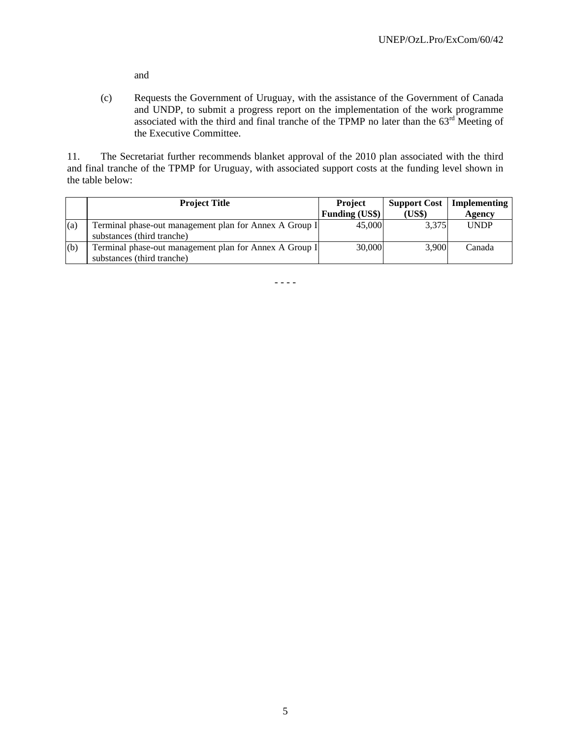and

(c) Requests the Government of Uruguay, with the assistance of the Government of Canada and UNDP, to submit a progress report on the implementation of the work programme associated with the third and final tranche of the TPMP no later than the 63rd Meeting of the Executive Committee.

11. The Secretariat further recommends blanket approval of the 2010 plan associated with the third and final tranche of the TPMP for Uruguay, with associated support costs at the funding level shown in the table below:

| | Project Title | Project Funding (US$) | Support Cost (US$) | Implementing Agency |
|---|---|---|---|---|
| (a) | Terminal phase-out management plan for Annex A Group I substances (third tranche) | 45,000 | 3,375 | UNDP |
| (b) | Terminal phase-out management plan for Annex A Group I substances (third tranche) | 30,000 | 3,900 | Canada |

- - - -